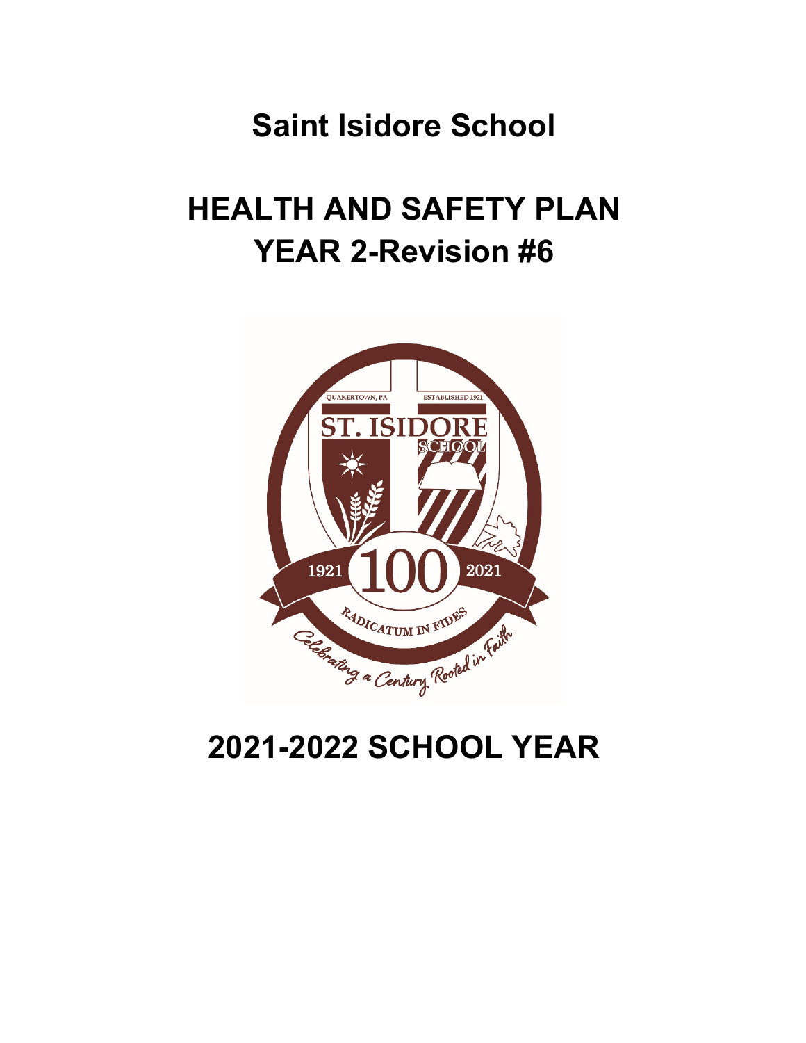# Saint Isidore School

# HEALTH AND SAFETY PLAN
# YEAR 2-Revision #6

# 2021-2022 SCHOOL YEAR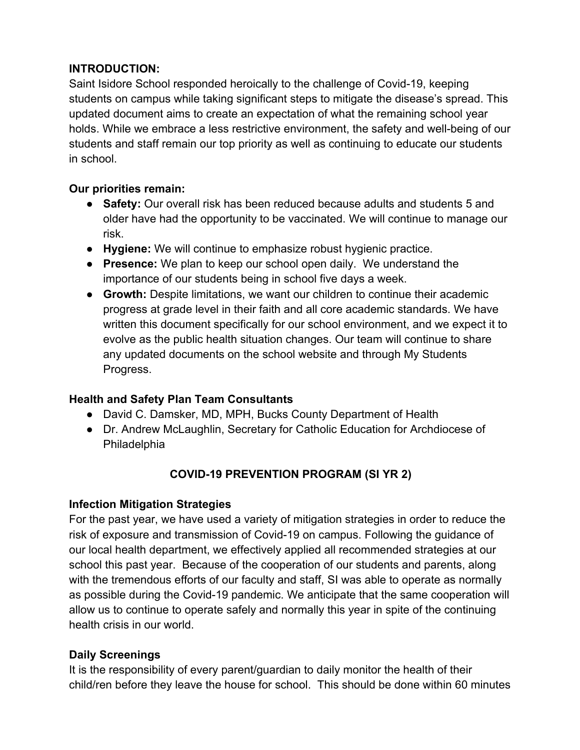**INTRODUCTION:**
Saint Isidore School responded heroically to the challenge of Covid-19, keeping students on campus while taking significant steps to mitigate the disease's spread. This updated document aims to create an expectation of what the remaining school year holds. While we embrace a less restrictive environment, the safety and well-being of our students and staff remain our top priority as well as continuing to educate our students in school.

**Our priorities remain:**

- **Safety:** Our overall risk has been reduced because adults and students 5 and older have had the opportunity to be vaccinated. We will continue to manage our risk.
- **Hygiene:** We will continue to emphasize robust hygienic practice.
- **Presence:** We plan to keep our school open daily. We understand the importance of our students being in school five days a week.
- **Growth:** Despite limitations, we want our children to continue their academic progress at grade level in their faith and all core academic standards. We have written this document specifically for our school environment, and we expect it to evolve as the public health situation changes. Our team will continue to share any updated documents on the school website and through My Students Progress.

**Health and Safety Plan Team Consultants**

- David C. Damsker, MD, MPH, Bucks County Department of Health
- Dr. Andrew McLaughlin, Secretary for Catholic Education for Archdiocese of Philadelphia

## COVID-19 PREVENTION PROGRAM (SI YR 2)

**Infection Mitigation Strategies**
For the past year, we have used a variety of mitigation strategies in order to reduce the risk of exposure and transmission of Covid-19 on campus. Following the guidance of our local health department, we effectively applied all recommended strategies at our school this past year. Because of the cooperation of our students and parents, along with the tremendous efforts of our faculty and staff, SI was able to operate as normally as possible during the Covid-19 pandemic. We anticipate that the same cooperation will allow us to continue to operate safely and normally this year in spite of the continuing health crisis in our world.

**Daily Screenings**
It is the responsibility of every parent/guardian to daily monitor the health of their child/ren before they leave the house for school. This should be done within 60 minutes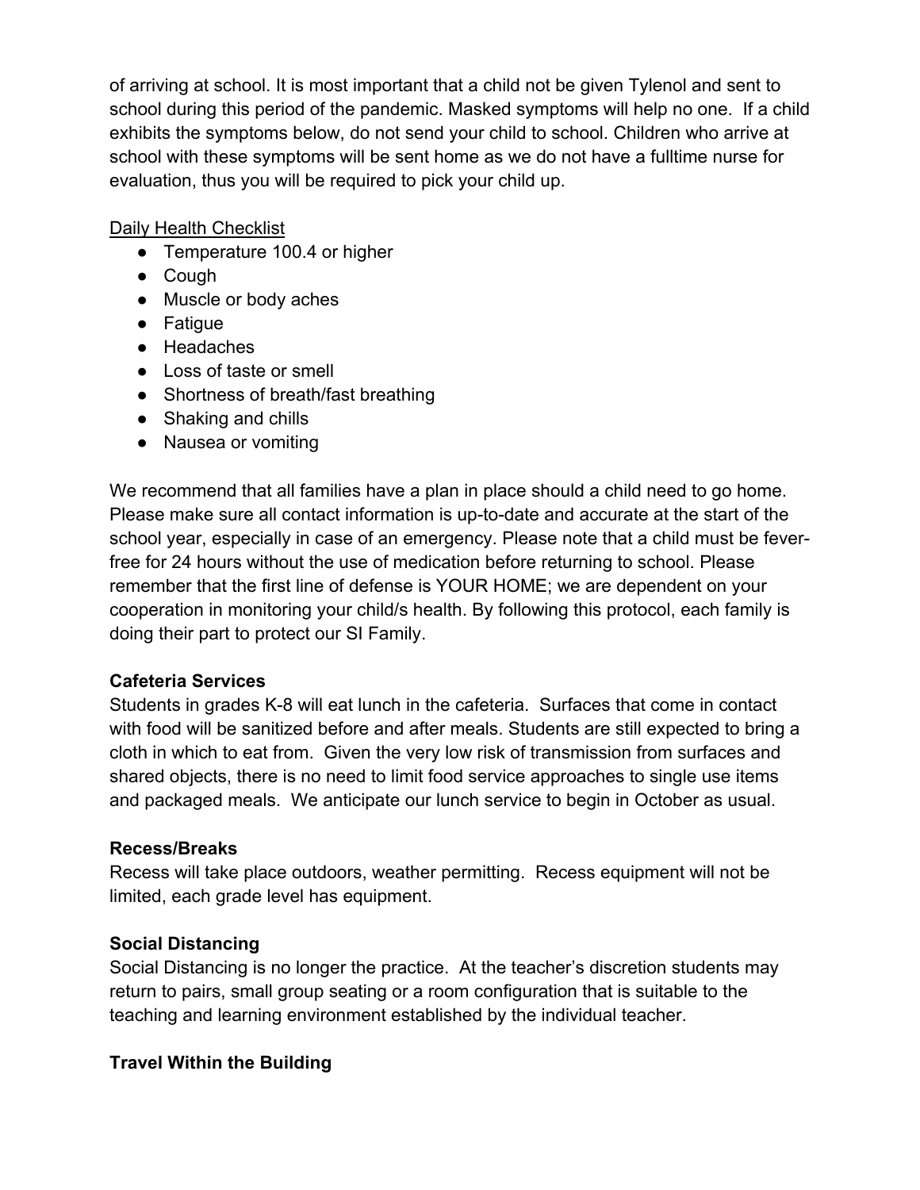of arriving at school. It is most important that a child not be given Tylenol and sent to school during this period of the pandemic. Masked symptoms will help no one. If a child exhibits the symptoms below, do not send your child to school. Children who arrive at school with these symptoms will be sent home as we do not have a fulltime nurse for evaluation, thus you will be required to pick your child up.

Daily Health Checklist

- Temperature 100.4 or higher
- Cough
- Muscle or body aches
- Fatigue
- Headaches
- Loss of taste or smell
- Shortness of breath/fast breathing
- Shaking and chills
- Nausea or vomiting

We recommend that all families have a plan in place should a child need to go home. Please make sure all contact information is up-to-date and accurate at the start of the school year, especially in case of an emergency. Please note that a child must be fever-free for 24 hours without the use of medication before returning to school. Please remember that the first line of defense is YOUR HOME; we are dependent on your cooperation in monitoring your child/s health. By following this protocol, each family is doing their part to protect our SI Family.

**Cafeteria Services**

Students in grades K-8 will eat lunch in the cafeteria. Surfaces that come in contact with food will be sanitized before and after meals. Students are still expected to bring a cloth in which to eat from. Given the very low risk of transmission from surfaces and shared objects, there is no need to limit food service approaches to single use items and packaged meals. We anticipate our lunch service to begin in October as usual.

**Recess/Breaks**

Recess will take place outdoors, weather permitting. Recess equipment will not be limited, each grade level has equipment.

**Social Distancing**

Social Distancing is no longer the practice. At the teacher's discretion students may return to pairs, small group seating or a room configuration that is suitable to the teaching and learning environment established by the individual teacher.

**Travel Within the Building**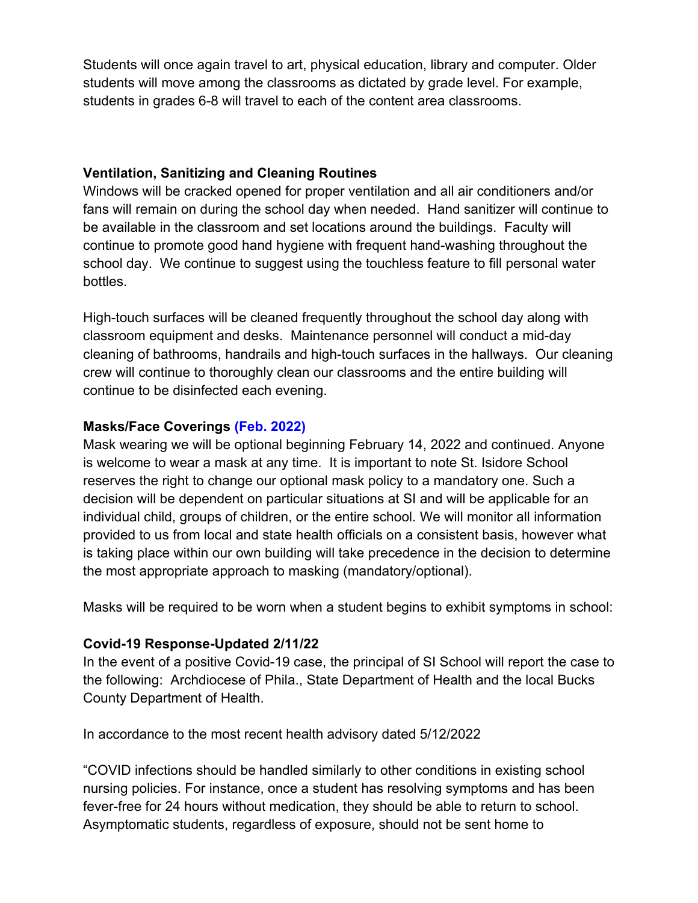Students will once again travel to art, physical education, library and computer. Older students will move among the classrooms as dictated by grade level. For example, students in grades 6-8 will travel to each of the content area classrooms.

**Ventilation, Sanitizing and Cleaning Routines**

Windows will be cracked opened for proper ventilation and all air conditioners and/or fans will remain on during the school day when needed. Hand sanitizer will continue to be available in the classroom and set locations around the buildings. Faculty will continue to promote good hand hygiene with frequent hand-washing throughout the school day. We continue to suggest using the touchless feature to fill personal water bottles.

High-touch surfaces will be cleaned frequently throughout the school day along with classroom equipment and desks. Maintenance personnel will conduct a mid-day cleaning of bathrooms, handrails and high-touch surfaces in the hallways. Our cleaning crew will continue to thoroughly clean our classrooms and the entire building will continue to be disinfected each evening.

**Masks/Face Coverings (Feb. 2022)**

Mask wearing we will be optional beginning February 14, 2022 and continued. Anyone is welcome to wear a mask at any time. It is important to note St. Isidore School reserves the right to change our optional mask policy to a mandatory one. Such a decision will be dependent on particular situations at SI and will be applicable for an individual child, groups of children, or the entire school. We will monitor all information provided to us from local and state health officials on a consistent basis, however what is taking place within our own building will take precedence in the decision to determine the most appropriate approach to masking (mandatory/optional).

Masks will be required to be worn when a student begins to exhibit symptoms in school:

**Covid-19 Response-Updated 2/11/22**

In the event of a positive Covid-19 case, the principal of SI School will report the case to the following: Archdiocese of Phila., State Department of Health and the local Bucks County Department of Health.

In accordance to the most recent health advisory dated 5/12/2022

"COVID infections should be handled similarly to other conditions in existing school nursing policies. For instance, once a student has resolving symptoms and has been fever-free for 24 hours without medication, they should be able to return to school. Asymptomatic students, regardless of exposure, should not be sent home to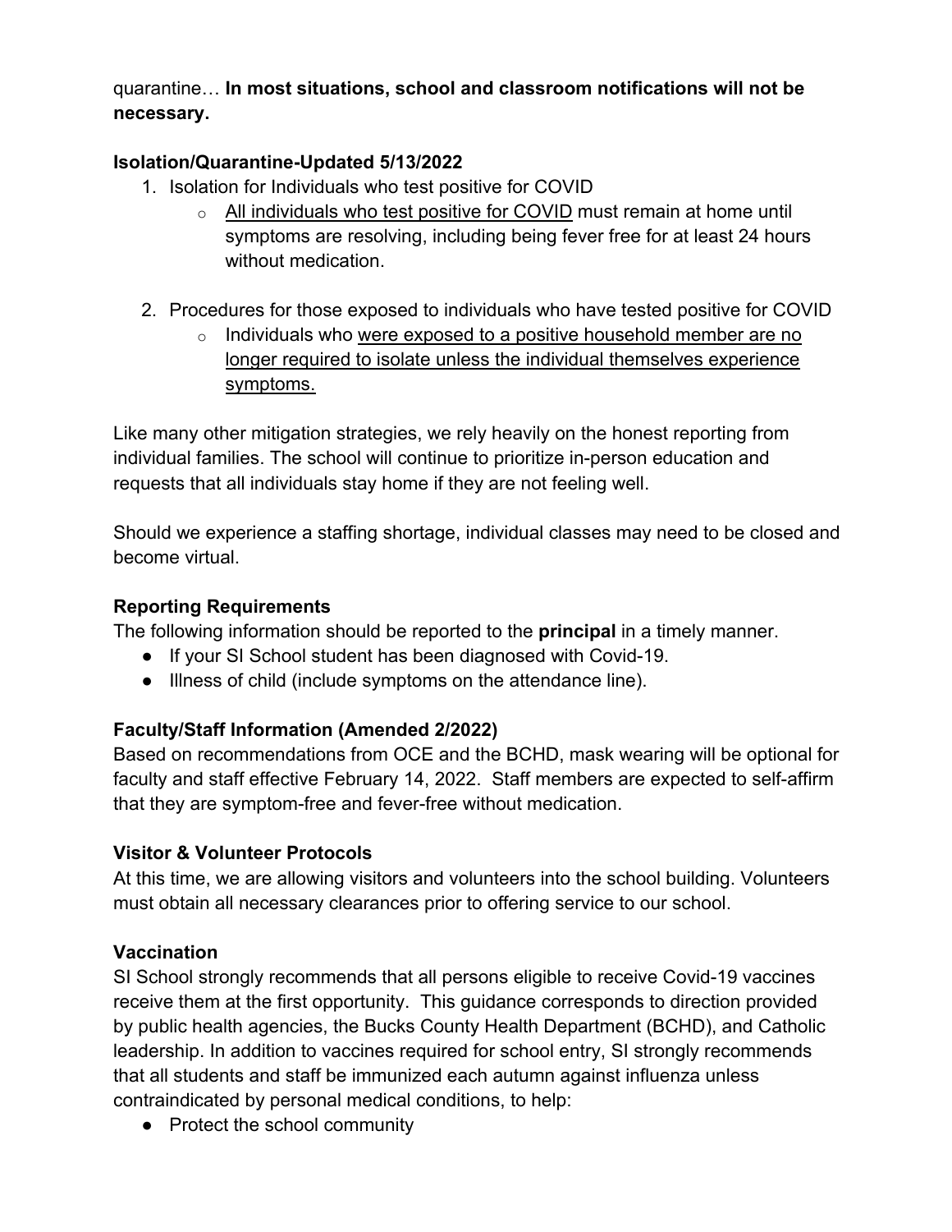quarantine… **In most situations, school and classroom notifications will not be necessary.**

### Isolation/Quarantine-Updated 5/13/2022

1. Isolation for Individuals who test positive for COVID
   - All individuals who test positive for COVID must remain at home until symptoms are resolving, including being fever free for at least 24 hours without medication.

2. Procedures for those exposed to individuals who have tested positive for COVID
   - Individuals who were exposed to a positive household member are no longer required to isolate unless the individual themselves experience symptoms.

Like many other mitigation strategies, we rely heavily on the honest reporting from individual families. The school will continue to prioritize in-person education and requests that all individuals stay home if they are not feeling well.

Should we experience a staffing shortage, individual classes may need to be closed and become virtual.

### Reporting Requirements

The following information should be reported to the **principal** in a timely manner.

- If your SI School student has been diagnosed with Covid-19.
- Illness of child (include symptoms on the attendance line).

### Faculty/Staff Information (Amended 2/2022)

Based on recommendations from OCE and the BCHD, mask wearing will be optional for faculty and staff effective February 14, 2022. Staff members are expected to self-affirm that they are symptom-free and fever-free without medication.

### Visitor & Volunteer Protocols

At this time, we are allowing visitors and volunteers into the school building. Volunteers must obtain all necessary clearances prior to offering service to our school.

### Vaccination

SI School strongly recommends that all persons eligible to receive Covid-19 vaccines receive them at the first opportunity. This guidance corresponds to direction provided by public health agencies, the Bucks County Health Department (BCHD), and Catholic leadership. In addition to vaccines required for school entry, SI strongly recommends that all students and staff be immunized each autumn against influenza unless contraindicated by personal medical conditions, to help:

- Protect the school community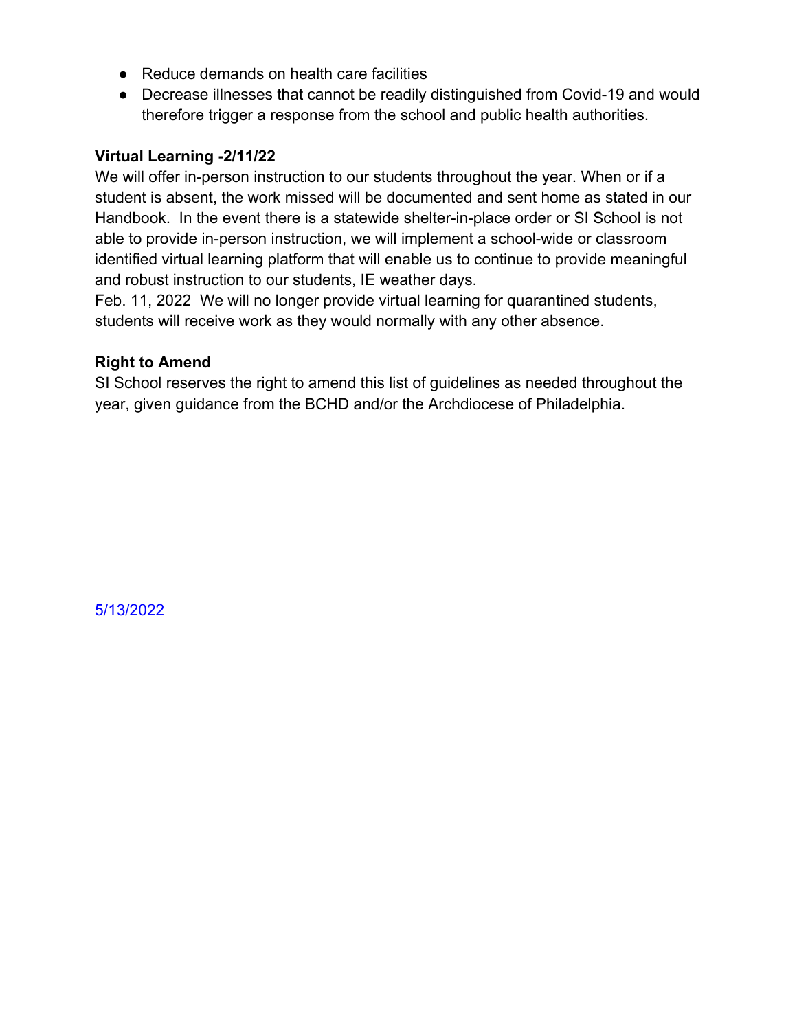- Reduce demands on health care facilities
- Decrease illnesses that cannot be readily distinguished from Covid-19 and would therefore trigger a response from the school and public health authorities.

**Virtual Learning -2/11/22**

We will offer in-person instruction to our students throughout the year. When or if a student is absent, the work missed will be documented and sent home as stated in our Handbook. In the event there is a statewide shelter-in-place order or SI School is not able to provide in-person instruction, we will implement a school-wide or classroom identified virtual learning platform that will enable us to continue to provide meaningful and robust instruction to our students, IE weather days.

Feb. 11, 2022 We will no longer provide virtual learning for quarantined students, students will receive work as they would normally with any other absence.

**Right to Amend**

SI School reserves the right to amend this list of guidelines as needed throughout the year, given guidance from the BCHD and/or the Archdiocese of Philadelphia.

5/13/2022